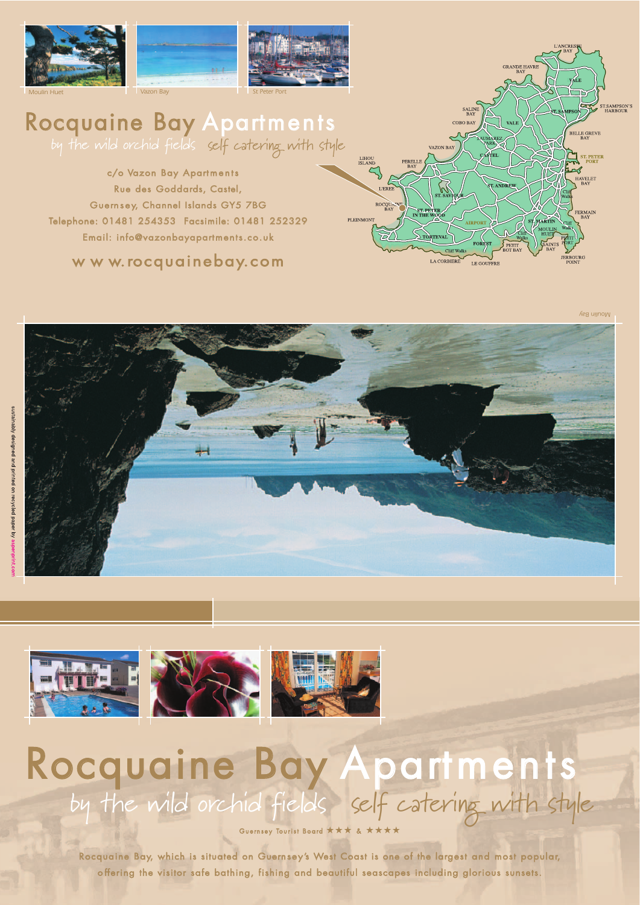Moulin Huet

Vazon Bay

St Peter Port

# Rocquaine Bay Apartments

by the wild orchid fields self catering with style

c/o Vazon Bay Apartments
Rue des Goddards, Castel,
Guernsey, Channel Islands GY5 7BG
Telephone: 01481 254353 Facsimile: 01481 252329
Email: info@vazonbayapartments.co.uk

www.rocquainebay.com

Moulin Bay

sustainably designed and printed on recycled paper by asaprint.com

# Rocquaine Bay Apartments

by the wild orchid fields self catering with style

Guernsey Tourist Board ★★★ & ★★★★

Rocquaine Bay, which is situated on Guernsey's West Coast is one of the largest and most popular, offering the visitor safe bathing, fishing and beautiful seascapes including glorious sunsets.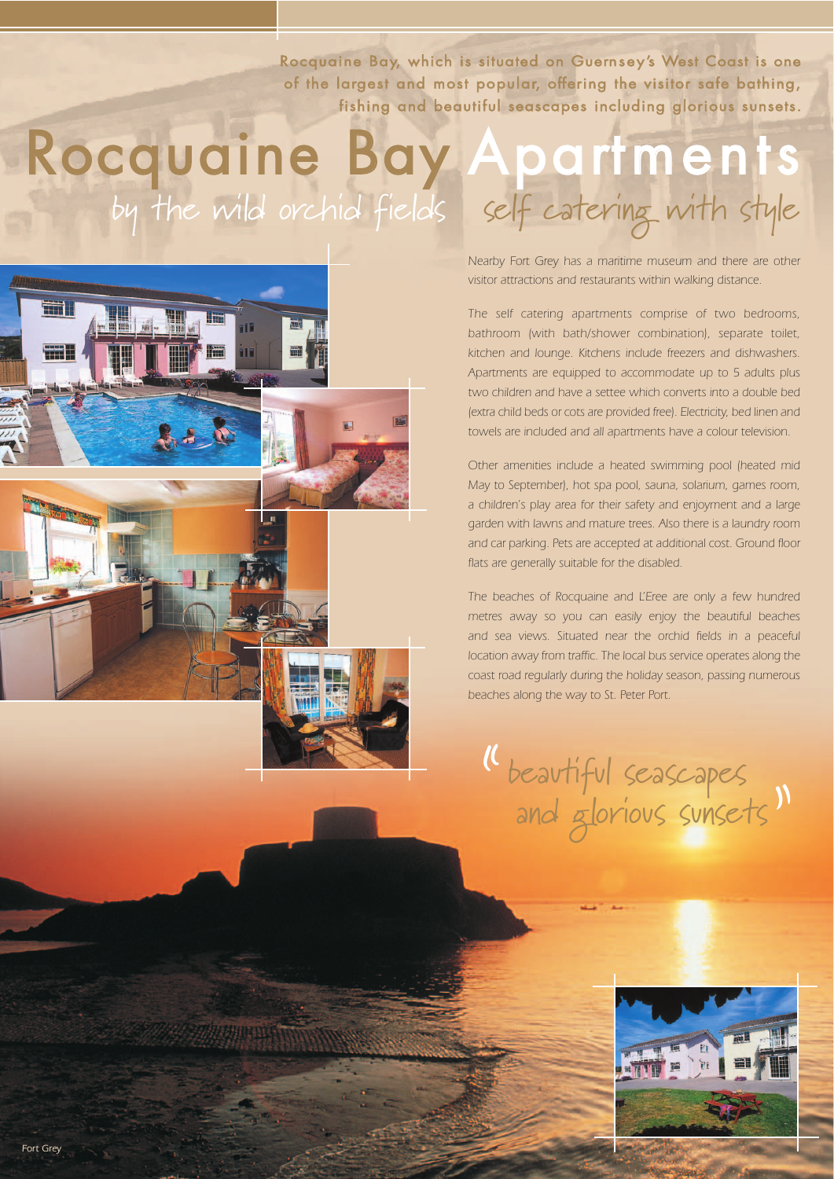Rocquaine Bay, which is situated on Guernsey's West Coast is one of the largest and most popular, offering the visitor safe bathing, fishing and beautiful seascapes including glorious sunsets.

# Rocquaine Bay Apartments

by the wild orchid fields

self catering with style

*Nearby Fort Grey has a maritime museum and there are other visitor attractions and restaurants within walking distance.*

*The self catering apartments comprise of two bedrooms, bathroom (with bath/shower combination), separate toilet, kitchen and lounge. Kitchens include freezers and dishwashers. Apartments are equipped to accommodate up to 5 adults plus two children and have a settee which converts into a double bed (extra child beds or cots are provided free). Electricity, bed linen and towels are included and all apartments have a colour television.*

*Other amenities include a heated swimming pool (heated mid May to September), hot spa pool, sauna, solarium, games room, a children's play area for their safety and enjoyment and a large garden with lawns and mature trees. Also there is a laundry room and car parking. Pets are accepted at additional cost. Ground floor flats are generally suitable for the disabled.*

*The beaches of Rocquaine and L'Eree are only a few hundred metres away so you can easily enjoy the beautiful beaches and sea views. Situated near the orchid fields in a peaceful location away from traffic. The local bus service operates along the coast road regularly during the holiday season, passing numerous beaches along the way to St. Peter Port.*

"beautiful seascapes and glorious sunsets"

Fort Grey